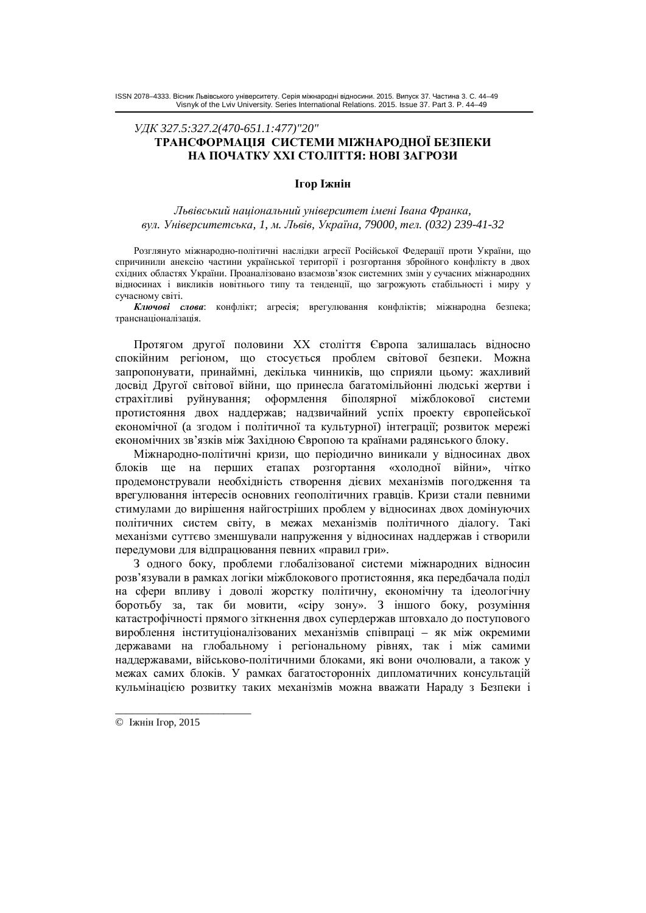*УДК 327.5:327.2(470-651.1:477)"20"*

# ТРАНСФОРМАЦІЯ СИСТЕМИ МІЖНАРОДНОЇ БЕЗПЕКИ НА ПОЧАТКУ ХХІ СТОЛІТТЯ: НОВІ ЗАГРОЗИ

**Ігор Іжнін**

*Львівський національний університет імені Івана Франка, вул. Університетська, 1, м. Львів, Україна, 79000, тел. (032) 239-41-32*

Розглянуто міжнародно-політичні наслідки агресії Російської Федерації проти України, що спричинили анексію частини української території і розгортання збройного конфлікту в двох східних областях України. Проаналізовано взаємозв'язок системних змін у сучасних міжнародних відносинах і викликів новітнього типу та тенденції, що загрожують стабільності і миру у сучасному світі.

***Ключові слова***: конфлікт; агресія; врегулювання конфліктів; міжнародна безпека; транснаціоналізація.

Протягом другої половини ХХ століття Європа залишалась відносно спокійним регіоном, що стосується проблем світової безпеки. Можна запропонувати, принаймні, декілька чинників, що сприяли цьому: жахливий досвід Другої світової війни, що принесла багатомільйонні людські жертви і страхітливі руйнування; оформлення біполярної міжблокової системи протистояння двох наддержав; надзвичайний успіх проекту європейської економічної (а згодом і політичної та культурної) інтеграції; розвиток мережі економічних зв'язків між Західною Європою та країнами радянського блоку.

Міжнародно-політичні кризи, що періодично виникали у відносинах двох блоків ще на перших етапах розгортання «холодної війни», чітко продемонстрували необхідність створення дієвих механізмів погодження та врегулювання інтересів основних геополітичних гравців. Кризи стали певними стимулами до вирішення найгостріших проблем у відносинах двох домінуючих політичних систем світу, в межах механізмів політичного діалогу. Такі механізми суттєво зменшували напруження у відносинах наддержав і створили передумови для відпрацювання певних «правил гри».

З одного боку, проблеми глобалізованої системи міжнародних відносин розв'язували в рамках логіки міжблокового протистояння, яка передбачала поділ на сфери впливу і доволі жорстку політичну, економічну та ідеологічну боротьбу за, так би мовити, «сіру зону». З іншого боку, розуміння катастрофічності прямого зіткнення двох супердержав штовхало до поступового вироблення інституціоналізованих механізмів співпраці – як між окремими державами на глобальному і регіональному рівнях, так і між самими наддержавами, військово-політичними блоками, які вони очолювали, а також у межах самих блоків. У рамках багатосторонніх дипломатичних консультацій кульмінацією розвитку таких механізмів можна вважати Нараду з Безпеки і

---

© Іжнін Ігор, 2015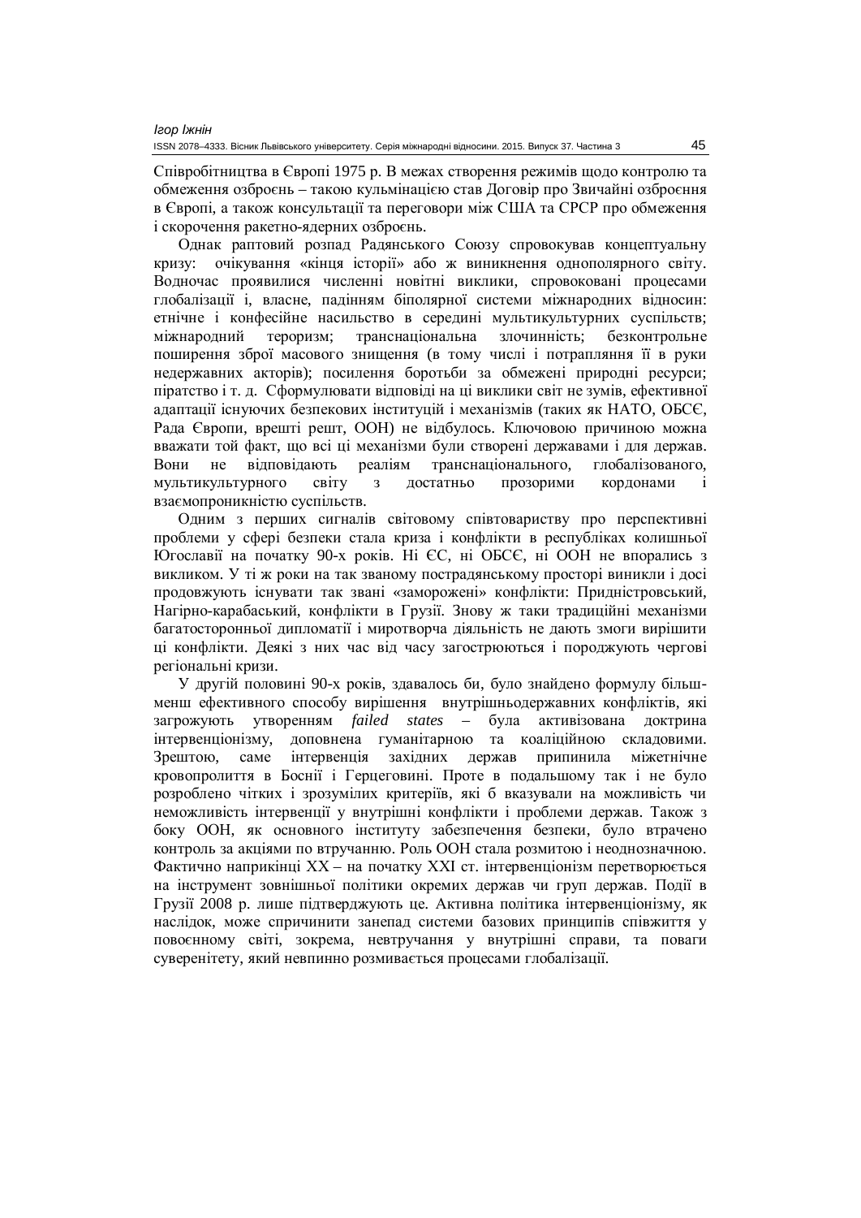Співробітництва в Європі 1975 р. В межах створення режимів щодо контролю та обмеження озброєнь – такою кульмінацією став Договір про Звичайні озброєння в Європі, а також консультації та переговори між США та СРСР про обмеження і скорочення ракетно-ядерних озброєнь.

Однак раптовий розпад Радянського Союзу спровокував концептуальну кризу: очікування «кінця історії» або ж виникнення однополярного світу. Водночас проявилися численні новітні виклики, спровоковані процесами глобалізації і, власне, падінням біполярної системи міжнародних відносин: етнічне і конфесійне насильство в середині мультикультурних суспільств; міжнародний тероризм; транснаціональна злочинність; безконтрольне поширення зброї масового знищення (в тому числі і потрапляння її в руки недержавних акторів); посилення боротьби за обмежені природні ресурси; піратство і т. д. Сформулювати відповіді на ці виклики світ не зумів, ефективної адаптації існуючих безпекових інституцій і механізмів (таких як НАТО, ОБСЄ, Рада Європи, врешті решт, ООН) не відбулось. Ключовою причиною можна вважати той факт, що всі ці механізми були створені державами і для держав. Вони не відповідають реаліям транснаціонального, глобалізованого, мультикультурного світу з достатньо прозорими кордонами і взаємопроникністю суспільств.

Одним з перших сигналів світовому співтовариству про перспективні проблеми у сфері безпеки стала криза і конфлікти в республіках колишньої Югославії на початку 90-х років. Ні ЄС, ні ОБСЄ, ні ООН не впорались з викликом. У ті ж роки на так званому пострадянському просторі виникли і досі продовжують існувати так звані «заморожені» конфлікти: Придністровський, Нагірно-карабаський, конфлікти в Грузії. Знову ж таки традиційні механізми багатосторонньої дипломатії і миротворча діяльність не дають змоги вирішити ці конфлікти. Деякі з них час від часу загострюються і породжують чергові регіональні кризи.

У другій половині 90-х років, здавалось би, було знайдено формулу більш-менш ефективного способу вирішення внутрішньодержавних конфліктів, які загрожують утворенням *failed states* – була активізована доктрина інтервенціонізму, доповнена гуманітарною та коаліційною складовими. Зрештою, саме інтервенція західних держав припинила міжетнічне кровопролиття в Боснії і Герцеговині. Проте в подальшому так і не було розроблено чітких і зрозумілих критеріїв, які б вказували на можливість чи неможливість інтервенції у внутрішні конфлікти і проблеми держав. Також з боку ООН, як основного інституту забезпечення безпеки, було втрачено контроль за акціями по втручанню. Роль ООН стала розмитою і неоднозначною. Фактично наприкінці XX – на початку XXI ст. інтервенціонізм перетворюється на інструмент зовнішньої політики окремих держав чи груп держав. Події в Грузії 2008 р. лише підтверджують це. Активна політика інтервенціонізму, як наслідок, може спричинити занепад системи базових принципів співжиття у повоєнному світі, зокрема, невтручання у внутрішні справи, та поваги суверенітету, який невпинно розмивається процесами глобалізації.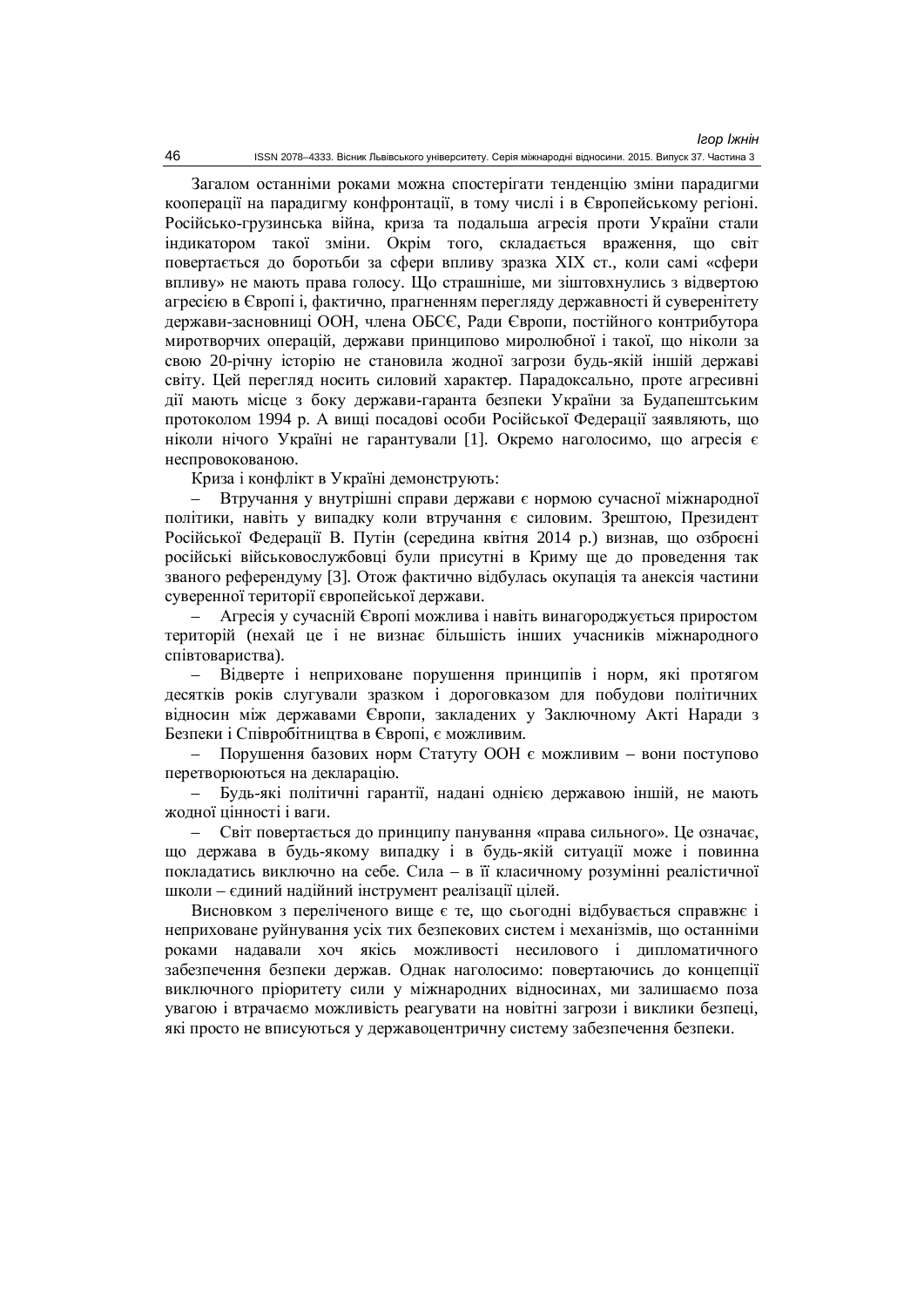Загалом останніми роками можна спостерігати тенденцію зміни парадигми кооперації на парадигму конфронтації, в тому числі і в Європейському регіоні. Російсько-грузинська війна, криза та подальша агресія проти України стали індикатором такої зміни. Окрім того, складається враження, що світ повертається до боротьби за сфери впливу зразка XIX ст., коли самі «сфери впливу» не мають права голосу. Що страшніше, ми зіштовхнулись з відвертою агресією в Європі і, фактично, прагненням перегляду державності й суверенітету держави-засновниці ООН, члена ОБСЄ, Ради Європи, постійного контрибутора миротворчих операцій, держави принципово миролюбної і такої, що ніколи за свою 20-річну історію не становила жодної загрози будь-якій іншій державі світу. Цей перегляд носить силовий характер. Парадоксально, проте агресивні дії мають місце з боку держави-гаранта безпеки України за Будапештським протоколом 1994 р. А вищі посадові особи Російської Федерації заявляють, що ніколи нічого Україні не гарантували [1]. Окремо наголосимо, що агресія є неспровокованою.

Криза і конфлікт в Україні демонструють:

– Втручання у внутрішні справи держави є нормою сучасної міжнародної політики, навіть у випадку коли втручання є силовим. Зрештою, Президент Російської Федерації В. Путін (середина квітня 2014 р.) визнав, що озброєні російські військовослужбовці були присутні в Криму ще до проведення так званого референдуму [3]. Отож фактично відбулась окупація та анексія частини суверенної території європейської держави.

– Агресія у сучасній Європі можлива і навіть винагороджується приростом територій (нехай це і не визнає більшість інших учасників міжнародного співтовариства).

– Відверте і неприховане порушення принципів і норм, які протягом десятків років слугували зразком і дороговказом для побудови політичних відносин між державами Європи, закладених у Заключному Акті Наради з Безпеки і Співробітництва в Європі, є можливим.

– Порушення базових норм Статуту ООН є можливим – вони поступово перетворюються на декларацію.

– Будь-які політичні гарантії, надані однією державою іншій, не мають жодної цінності і ваги.

– Світ повертається до принципу панування «права сильного». Це означає, що держава в будь-якому випадку і в будь-якій ситуації може і повинна покладатись виключно на себе. Сила – в її класичному розумінні реалістичної школи – єдиний надійний інструмент реалізації цілей.

Висновком з переліченого вище є те, що сьогодні відбувається справжнє і неприховане руйнування усіх тих безпекових систем і механізмів, що останніми роками надавали хоч якісь можливості несилового і дипломатичного забезпечення безпеки держав. Однак наголосимо: повертаючись до концепції виключного пріоритету сили у міжнародних відносинах, ми залишаємо поза увагою і втрачаємо можливість реагувати на новітні загрози і виклики безпеці, які просто не вписуються у державоцентричну систему забезпечення безпеки.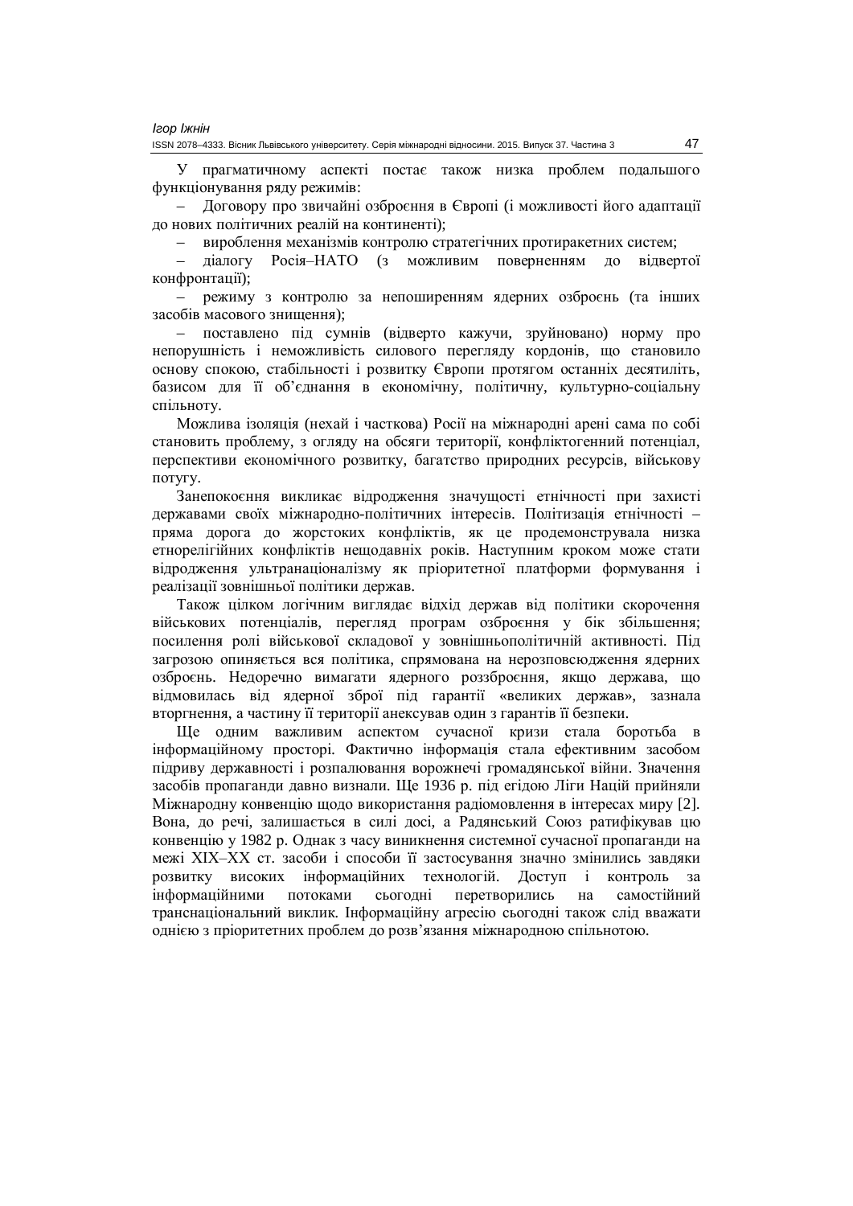У прагматичному аспекті постає також низка проблем подальшого функціонування ряду режимів:

– Договору про звичайні озброєння в Європі (і можливості його адаптації до нових політичних реалій на континенті);

– вироблення механізмів контролю стратегічних протиракетних систем;

– діалогу Росія–НАТО (з можливим поверненням до відвертої конфронтації);

– режиму з контролю за непоширенням ядерних озброєнь (та інших засобів масового знищення);

– поставлено під сумнів (відверто кажучи, зруйновано) норму про непорушність і неможливість силового перегляду кордонів, що становило основу спокою, стабільності і розвитку Європи протягом останніх десятиліть, базисом для її об'єднання в економічну, політичну, культурно-соціальну спільноту.

Можлива ізоляція (нехай і часткова) Росії на міжнародні арені сама по собі становить проблему, з огляду на обсяги території, конфліктогенний потенціал, перспективи економічного розвитку, багатство природних ресурсів, військову потугу.

Занепокоєння викликає відродження значущості етнічності при захисті державами своїх міжнародно-політичних інтересів. Політизація етнічності – пряма дорога до жорстоких конфліктів, як це продемонструвала низка етнорелігійних конфліктів нещодавніх років. Наступним кроком може стати відродження ультранаціоналізму як пріоритетної платформи формування і реалізації зовнішньої політики держав.

Також цілком логічним виглядає відхід держав від політики скорочення військових потенціалів, перегляд програм озброєння у бік збільшення; посилення ролі військової складової у зовнішньополітичній активності. Під загрозою опиняється вся політика, спрямована на нерозповсюдження ядерних озброєнь. Недоречно вимагати ядерного роззброєння, якщо держава, що відмовилась від ядерної зброї під гарантії «великих держав», зазнала вторгнення, а частину її території анексував один з гарантів її безпеки.

Ще одним важливим аспектом сучасної кризи стала боротьба в інформаційному просторі. Фактично інформація стала ефективним засобом підриву державності і розпалювання ворожнечі громадянської війни. Значення засобів пропаганди давно визнали. Ще 1936 р. під егідою Ліги Націй прийняли Міжнародну конвенцію щодо використання радіомовлення в інтересах миру [2]. Вона, до речі, залишається в силі досі, а Радянський Союз ратифікував цю конвенцію у 1982 р. Однак з часу виникнення системної сучасної пропаганди на межі XIX–XX ст. засоби і способи її застосування значно змінились завдяки розвитку високих інформаційних технологій. Доступ і контроль за інформаційними потоками сьогодні перетворились на самостійний транснаціональний виклик. Інформаційну агресію сьогодні також слід вважати однією з пріоритетних проблем до розв'язання міжнародною спільнотою.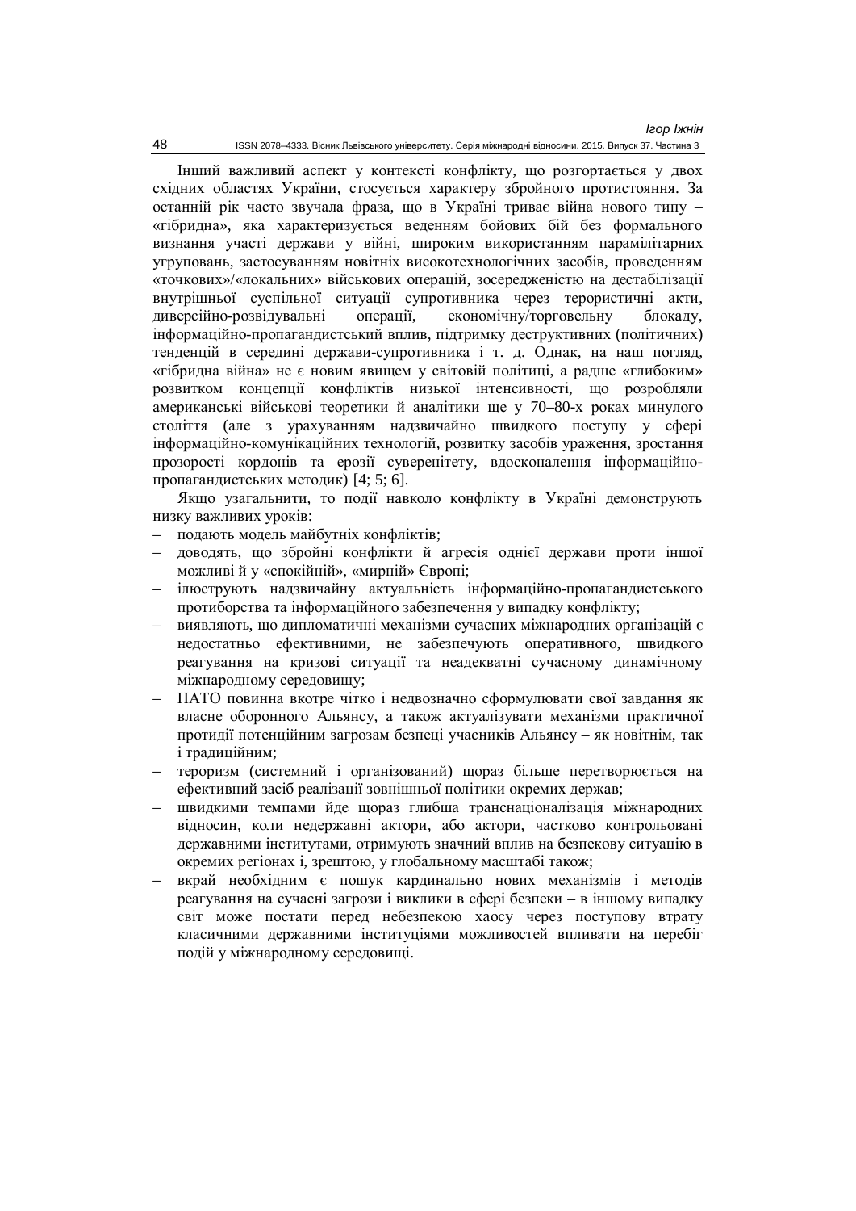Інший важливий аспект у контексті конфлікту, що розгортається у двох східних областях України, стосується характеру збройного протистояння. За останній рік часто звучала фраза, що в Україні триває війна нового типу – «гібридна», яка характеризується веденням бойових бій без формального визнання участі держави у війні, широким використанням парамілітарних угруповань, застосуванням новітніх високотехнологічних засобів, проведенням «точкових»/«локальних» військових операцій, зосередженістю на дестабілізації внутрішньої суспільної ситуації супротивника через терористичні акти, диверсійно-розвідувальні операції, економічну/торговельну блокаду, інформаційно-пропагандистський вплив, підтримку деструктивних (політичних) тенденцій в середині держави-супротивника і т. д. Однак, на наш погляд, «гібридна війна» не є новим явищем у світовій політиці, а радше «глибоким» розвитком концепції конфліктів низької інтенсивності, що розробляли американські військові теоретики й аналітики ще у 70–80-х роках минулого століття (але з урахуванням надзвичайно швидкого поступу у сфері інформаційно-комунікаційних технологій, розвитку засобів ураження, зростання прозорості кордонів та ерозії суверенітету, вдосконалення інформаційно-пропагандистських методик) [4; 5; 6].

Якщо узагальнити, то події навколо конфлікту в Україні демонструють низку важливих уроків:

- подають модель майбутніх конфліктів;
- доводять, що збройні конфлікти й агресія однієї держави проти іншої можливі й у «спокійній», «мирній» Європі;
- ілюструють надзвичайну актуальність інформаційно-пропагандистського протиборства та інформаційного забезпечення у випадку конфлікту;
- виявляють, що дипломатичні механізми сучасних міжнародних організацій є недостатньо ефективними, не забезпечують оперативного, швидкого реагування на кризові ситуації та неадекватні сучасному динамічному міжнародному середовищу;
- НАТО повинна вкотре чітко і недвозначно сформулювати свої завдання як власне оборонного Альянсу, а також актуалізувати механізми практичної протидії потенційним загрозам безпеці учасників Альянсу – як новітнім, так і традиційним;
- тероризм (системний і організований) щораз більше перетворюється на ефективний засіб реалізації зовнішньої політики окремих держав;
- швидкими темпами йде щораз глибша транснаціоналізація міжнародних відносин, коли недержавні актори, або актори, частково контрольовані державними інститутами, отримують значний вплив на безпекову ситуацію в окремих регіонах і, зрештою, у глобальному масштабі також;
- вкрай необхідним є пошук кардинально нових механізмів і методів реагування на сучасні загрози і виклики в сфері безпеки – в іншому випадку світ може постати перед небезпекою хаосу через поступову втрату класичними державними інституціями можливостей впливати на перебіг подій у міжнародному середовищі.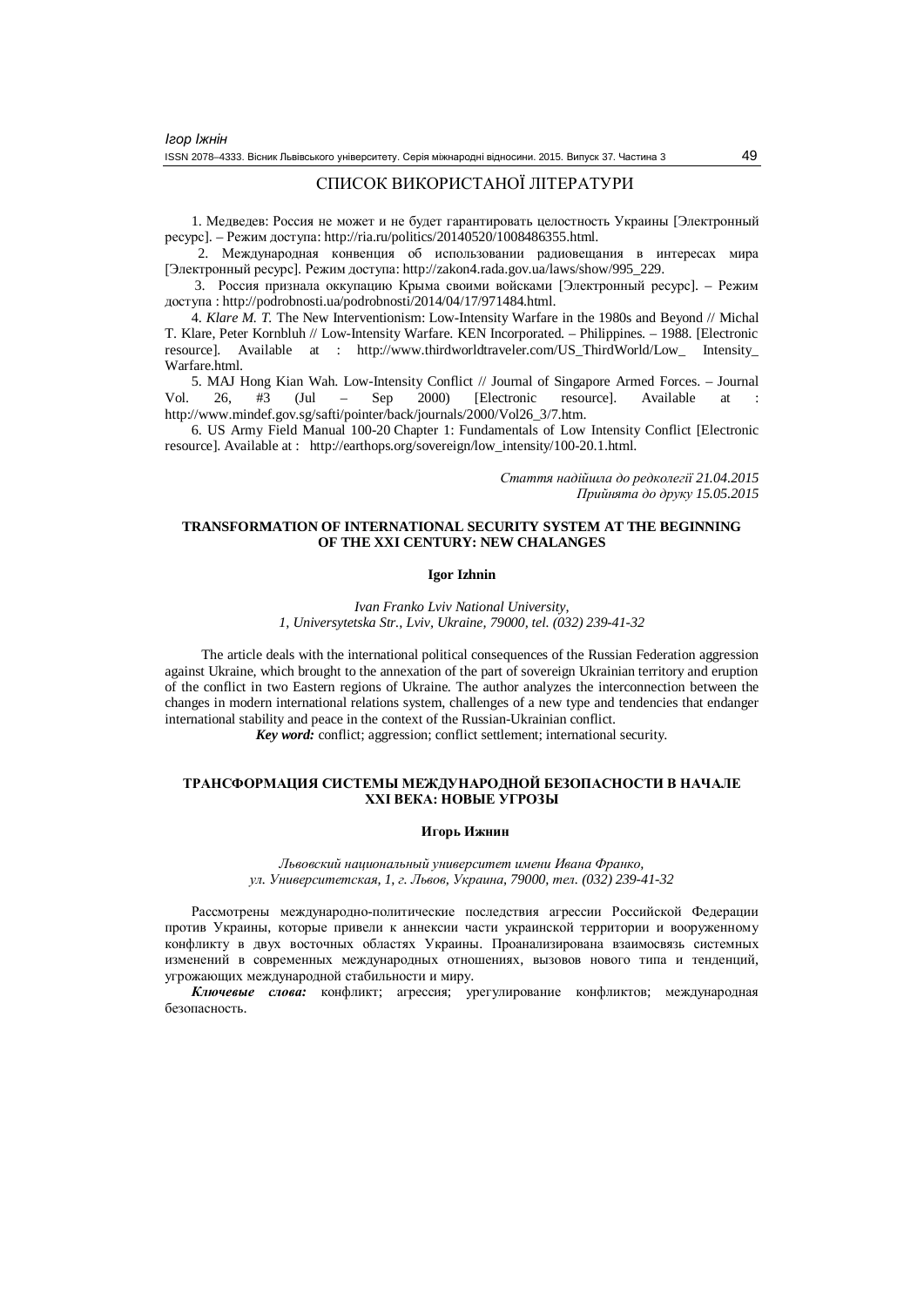## СПИСОК ВИКОРИСТАНОЇ ЛІТЕРАТУРИ

1. Медведев: Россия не может и не будет гарантировать целостность Украины [Электронный ресурс]. – Режим доступа: http://ria.ru/politics/20140520/1008486355.html.
2. Международная конвенция об использовании радиовещания в интересах мира [Электронный ресурс]. Режим доступа: http://zakon4.rada.gov.ua/laws/show/995_229.
3. Россия признала оккупацию Крыма своими войсками [Электронный ресурс]. – Режим доступа : http://podrobnosti.ua/podrobnosti/2014/04/17/971484.html.
4. *Klare M. T.* The New Interventionism: Low-Intensity Warfare in the 1980s and Beyond // Michal T. Klare, Peter Kornbluh // Low-Intensity Warfare. KEN Incorporated. – Philippines. – 1988. [Electronic resource]. Available at : http://www.thirdworldtraveler.com/US_ThirdWorld/Low_ Intensity_ Warfare.html.
5. MAJ Hong Kian Wah. Low-Intensity Conflict // Journal of Singapore Armed Forces. – Journal Vol. 26, #3 (Jul – Sep 2000) [Electronic resource]. Available at : http://www.mindef.gov.sg/safti/pointer/back/journals/2000/Vol26_3/7.htm.
6. US Army Field Manual 100-20 Chapter 1: Fundamentals of Low Intensity Conflict [Electronic resource]. Available at : http://earthops.org/sovereign/low_intensity/100-20.1.html.

*Стаття надійшла до редколегії 21.04.2015*
*Прийнята до друку 15.05.2015*

### TRANSFORMATION OF INTERNATIONAL SECURITY SYSTEM AT THE BEGINNING OF THE XXI CENTURY: NEW CHALANGES

**Igor Izhnin**

*Ivan Franko Lviv National University,*
*1, Universytetska Str., Lviv, Ukraine, 79000, tel. (032) 239-41-32*

The article deals with the international political consequences of the Russian Federation aggression against Ukraine, which brought to the annexation of the part of sovereign Ukrainian territory and eruption of the conflict in two Eastern regions of Ukraine. The author analyzes the interconnection between the changes in modern international relations system, challenges of a new type and tendencies that endanger international stability and peace in the context of the Russian-Ukrainian conflict.

***Key word:*** conflict; aggression; conflict settlement; international security.

### ТРАНСФОРМАЦИЯ СИСТЕМЫ МЕЖДУНАРОДНОЙ БЕЗОПАСНОСТИ В НАЧАЛЕ XXI ВЕКА: НОВЫЕ УГРОЗЫ

**Игорь Ижнин**

*Львовский национальный университет имени Ивана Франко,*
*ул. Университетская, 1, г. Львов, Украина, 79000, тел. (032) 239-41-32*

Рассмотрены международно-политические последствия агрессии Российской Федерации против Украины, которые привели к аннексии части украинской территории и вооруженному конфликту в двух восточных областях Украины. Проанализирована взаимосвязь системных изменений в современных международных отношениях, вызовов нового типа и тенденций, угрожающих международной стабильности и миру.

***Ключевые слова:*** конфликт; агрессия; урегулирование конфликтов; международная безопасность.